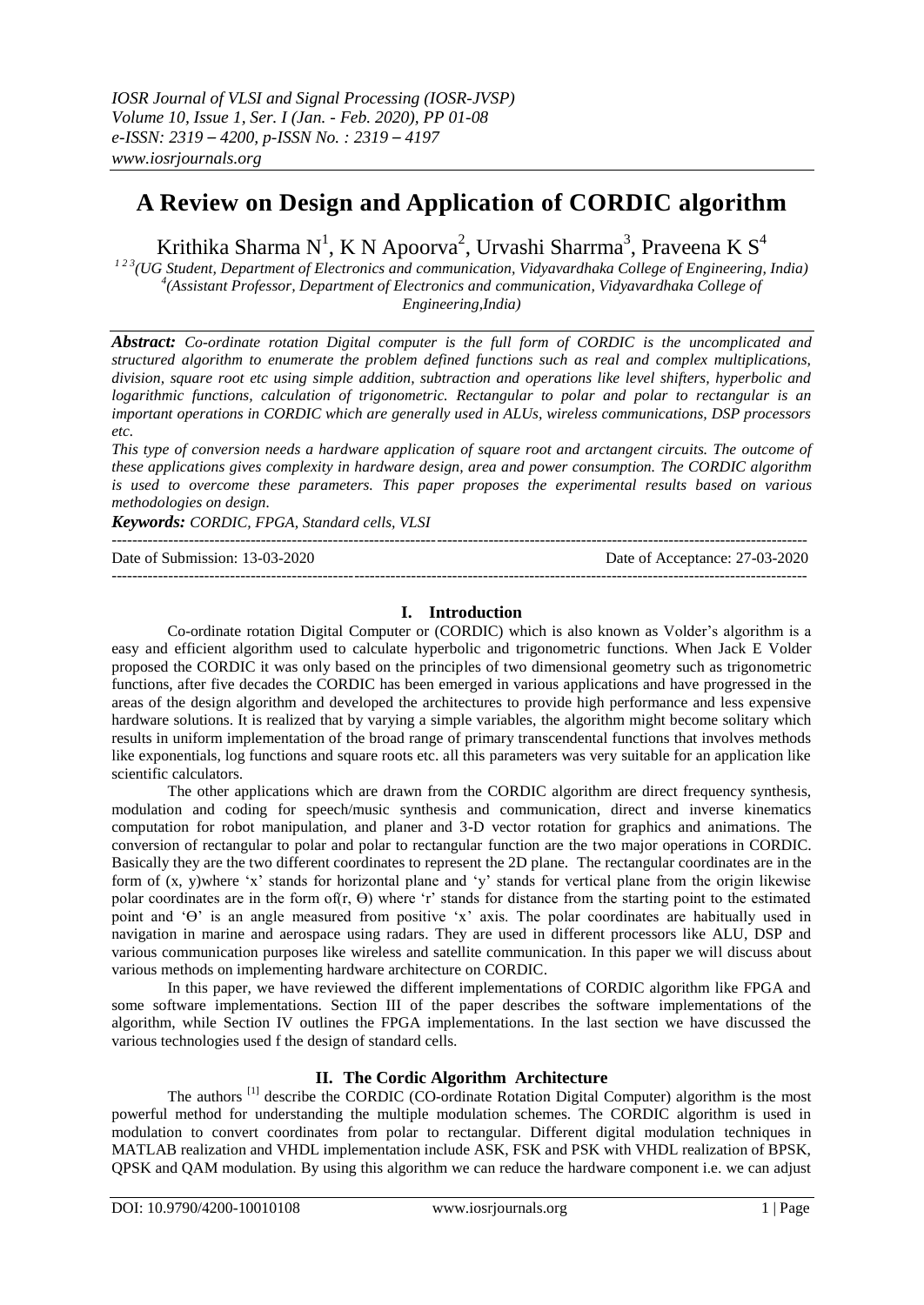*IOSR Journal of VLSI and Signal Processing (IOSR-JVSP)*
*Volume 10, Issue 1, Ser. I (Jan. - Feb. 2020), PP 01-08*
*e-ISSN: 2319 – 4200, p-ISSN No. : 2319 – 4197*
*www.iosrjournals.org*

# A Review on Design and Application of CORDIC algorithm

Krithika Sharma N[1], K N Apoorva[2], Urvashi Sharrma[3], Praveena K S[4]

[1 2 3](UG Student, Department of Electronics and communication, Vidyavardhaka College of Engineering, India)
[4](Assistant Professor, Department of Electronics and communication, Vidyavardhaka College of Engineering,India)

***Abstract:*** *Co-ordinate rotation Digital computer is the full form of CORDIC is the uncomplicated and structured algorithm to enumerate the problem defined functions such as real and complex multiplications, division, square root etc using simple addition, subtraction and operations like level shifters, hyperbolic and logarithmic functions, calculation of trigonometric. Rectangular to polar and polar to rectangular is an important operations in CORDIC which are generally used in ALUs, wireless communications, DSP processors etc.*

*This type of conversion needs a hardware application of square root and arctangent circuits. The outcome of these applications gives complexity in hardware design, area and power consumption. The CORDIC algorithm is used to overcome these parameters. This paper proposes the experimental results based on various methodologies on design.*

***Keywords:*** *CORDIC, FPGA, Standard cells, VLSI*

---

Date of Submission: 13-03-2020 Date of Acceptance: 27-03-2020

---

## I. Introduction

Co-ordinate rotation Digital Computer or (CORDIC) which is also known as Volder's algorithm is a easy and efficient algorithm used to calculate hyperbolic and trigonometric functions. When Jack E Volder proposed the CORDIC it was only based on the principles of two dimensional geometry such as trigonometric functions, after five decades the CORDIC has been emerged in various applications and have progressed in the areas of the design algorithm and developed the architectures to provide high performance and less expensive hardware solutions. It is realized that by varying a simple variables, the algorithm might become solitary which results in uniform implementation of the broad range of primary transcendental functions that involves methods like exponentials, log functions and square roots etc. all this parameters was very suitable for an application like scientific calculators.

The other applications which are drawn from the CORDIC algorithm are direct frequency synthesis, modulation and coding for speech/music synthesis and communication, direct and inverse kinematics computation for robot manipulation, and planer and 3-D vector rotation for graphics and animations. The conversion of rectangular to polar and polar to rectangular function are the two major operations in CORDIC. Basically they are the two different coordinates to represent the 2D plane. The rectangular coordinates are in the form of (x, y)where 'x' stands for horizontal plane and 'y' stands for vertical plane from the origin likewise polar coordinates are in the form of(r, Θ) where 'r' stands for distance from the starting point to the estimated point and 'Θ' is an angle measured from positive 'x' axis. The polar coordinates are habitually used in navigation in marine and aerospace using radars. They are used in different processors like ALU, DSP and various communication purposes like wireless and satellite communication. In this paper we will discuss about various methods on implementing hardware architecture on CORDIC.

In this paper, we have reviewed the different implementations of CORDIC algorithm like FPGA and some software implementations. Section III of the paper describes the software implementations of the algorithm, while Section IV outlines the FPGA implementations. In the last section we have discussed the various technologies used f the design of standard cells.

## II. The Cordic Algorithm Architecture

The authors [1] describe the CORDIC (CO-ordinate Rotation Digital Computer) algorithm is the most powerful method for understanding the multiple modulation schemes. The CORDIC algorithm is used in modulation to convert coordinates from polar to rectangular. Different digital modulation techniques in MATLAB realization and VHDL implementation include ASK, FSK and PSK with VHDL realization of BPSK, QPSK and QAM modulation. By using this algorithm we can reduce the hardware component i.e. we can adjust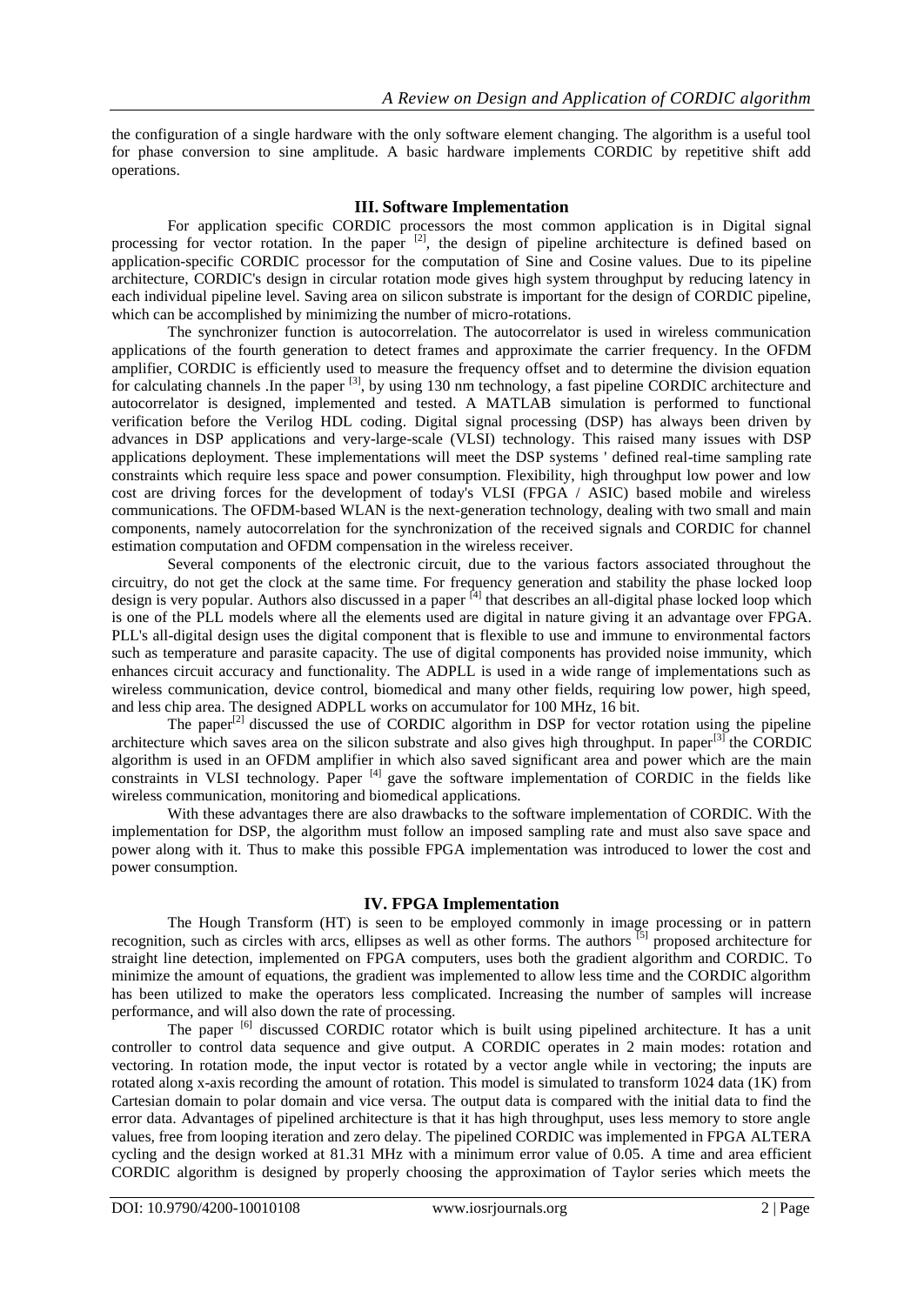the configuration of a single hardware with the only software element changing. The algorithm is a useful tool for phase conversion to sine amplitude. A basic hardware implements CORDIC by repetitive shift add operations.

## III. Software Implementation

For application specific CORDIC processors the most common application is in Digital signal processing for vector rotation. In the paper [2], the design of pipeline architecture is defined based on application-specific CORDIC processor for the computation of Sine and Cosine values. Due to its pipeline architecture, CORDIC's design in circular rotation mode gives high system throughput by reducing latency in each individual pipeline level. Saving area on silicon substrate is important for the design of CORDIC pipeline, which can be accomplished by minimizing the number of micro-rotations.

The synchronizer function is autocorrelation. The autocorrelator is used in wireless communication applications of the fourth generation to detect frames and approximate the carrier frequency. In the OFDM amplifier, CORDIC is efficiently used to measure the frequency offset and to determine the division equation for calculating channels .In the paper [3], by using 130 nm technology, a fast pipeline CORDIC architecture and autocorrelator is designed, implemented and tested. A MATLAB simulation is performed to functional verification before the Verilog HDL coding. Digital signal processing (DSP) has always been driven by advances in DSP applications and very-large-scale (VLSI) technology. This raised many issues with DSP applications deployment. These implementations will meet the DSP systems ' defined real-time sampling rate constraints which require less space and power consumption. Flexibility, high throughput low power and low cost are driving forces for the development of today's VLSI (FPGA / ASIC) based mobile and wireless communications. The OFDM-based WLAN is the next-generation technology, dealing with two small and main components, namely autocorrelation for the synchronization of the received signals and CORDIC for channel estimation computation and OFDM compensation in the wireless receiver.

Several components of the electronic circuit, due to the various factors associated throughout the circuitry, do not get the clock at the same time. For frequency generation and stability the phase locked loop design is very popular. Authors also discussed in a paper [4] that describes an all-digital phase locked loop which is one of the PLL models where all the elements used are digital in nature giving it an advantage over FPGA. PLL's all-digital design uses the digital component that is flexible to use and immune to environmental factors such as temperature and parasite capacity. The use of digital components has provided noise immunity, which enhances circuit accuracy and functionality. The ADPLL is used in a wide range of implementations such as wireless communication, device control, biomedical and many other fields, requiring low power, high speed, and less chip area. The designed ADPLL works on accumulator for 100 MHz, 16 bit.

The paper[2] discussed the use of CORDIC algorithm in DSP for vector rotation using the pipeline architecture which saves area on the silicon substrate and also gives high throughput. In paper[3] the CORDIC algorithm is used in an OFDM amplifier in which also saved significant area and power which are the main constraints in VLSI technology. Paper [4] gave the software implementation of CORDIC in the fields like wireless communication, monitoring and biomedical applications.

With these advantages there are also drawbacks to the software implementation of CORDIC. With the implementation for DSP, the algorithm must follow an imposed sampling rate and must also save space and power along with it. Thus to make this possible FPGA implementation was introduced to lower the cost and power consumption.

## IV. FPGA Implementation

The Hough Transform (HT) is seen to be employed commonly in image processing or in pattern recognition, such as circles with arcs, ellipses as well as other forms. The authors [5] proposed architecture for straight line detection, implemented on FPGA computers, uses both the gradient algorithm and CORDIC. To minimize the amount of equations, the gradient was implemented to allow less time and the CORDIC algorithm has been utilized to make the operators less complicated. Increasing the number of samples will increase performance, and will also down the rate of processing.

The paper [6] discussed CORDIC rotator which is built using pipelined architecture. It has a unit controller to control data sequence and give output. A CORDIC operates in 2 main modes: rotation and vectoring. In rotation mode, the input vector is rotated by a vector angle while in vectoring; the inputs are rotated along x-axis recording the amount of rotation. This model is simulated to transform 1024 data (1K) from Cartesian domain to polar domain and vice versa. The output data is compared with the initial data to find the error data. Advantages of pipelined architecture is that it has high throughput, uses less memory to store angle values, free from looping iteration and zero delay. The pipelined CORDIC was implemented in FPGA ALTERA cycling and the design worked at 81.31 MHz with a minimum error value of 0.05. A time and area efficient CORDIC algorithm is designed by properly choosing the approximation of Taylor series which meets the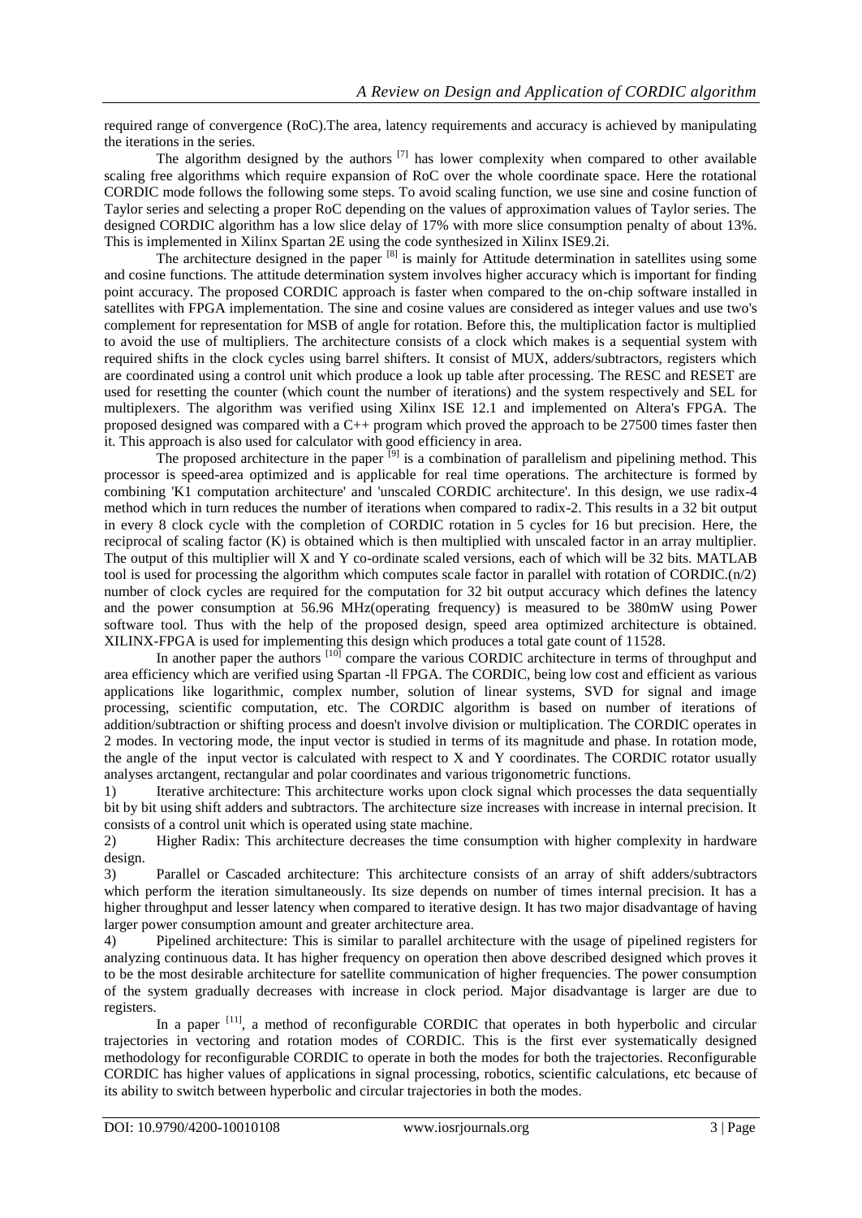required range of convergence (RoC).The area, latency requirements and accuracy is achieved by manipulating the iterations in the series.

The algorithm designed by the authors [7] has lower complexity when compared to other available scaling free algorithms which require expansion of RoC over the whole coordinate space. Here the rotational CORDIC mode follows the following some steps. To avoid scaling function, we use sine and cosine function of Taylor series and selecting a proper RoC depending on the values of approximation values of Taylor series. The designed CORDIC algorithm has a low slice delay of 17% with more slice consumption penalty of about 13%. This is implemented in Xilinx Spartan 2E using the code synthesized in Xilinx ISE9.2i.

The architecture designed in the paper [8] is mainly for Attitude determination in satellites using some and cosine functions. The attitude determination system involves higher accuracy which is important for finding point accuracy. The proposed CORDIC approach is faster when compared to the on-chip software installed in satellites with FPGA implementation. The sine and cosine values are considered as integer values and use two's complement for representation for MSB of angle for rotation. Before this, the multiplication factor is multiplied to avoid the use of multipliers. The architecture consists of a clock which makes is a sequential system with required shifts in the clock cycles using barrel shifters. It consist of MUX, adders/subtractors, registers which are coordinated using a control unit which produce a look up table after processing. The RESC and RESET are used for resetting the counter (which count the number of iterations) and the system respectively and SEL for multiplexers. The algorithm was verified using Xilinx ISE 12.1 and implemented on Altera's FPGA. The proposed designed was compared with a C++ program which proved the approach to be 27500 times faster then it. This approach is also used for calculator with good efficiency in area.

The proposed architecture in the paper [9] is a combination of parallelism and pipelining method. This processor is speed-area optimized and is applicable for real time operations. The architecture is formed by combining 'K1 computation architecture' and 'unscaled CORDIC architecture'. In this design, we use radix-4 method which in turn reduces the number of iterations when compared to radix-2. This results in a 32 bit output in every 8 clock cycle with the completion of CORDIC rotation in 5 cycles for 16 but precision. Here, the reciprocal of scaling factor (K) is obtained which is then multiplied with unscaled factor in an array multiplier. The output of this multiplier will X and Y co-ordinate scaled versions, each of which will be 32 bits. MATLAB tool is used for processing the algorithm which computes scale factor in parallel with rotation of CORDIC.(n/2) number of clock cycles are required for the computation for 32 bit output accuracy which defines the latency and the power consumption at 56.96 MHz(operating frequency) is measured to be 380mW using Power software tool. Thus with the help of the proposed design, speed area optimized architecture is obtained. XILINX-FPGA is used for implementing this design which produces a total gate count of 11528.

In another paper the authors [10] compare the various CORDIC architecture in terms of throughput and area efficiency which are verified using Spartan -ll FPGA. The CORDIC, being low cost and efficient as various applications like logarithmic, complex number, solution of linear systems, SVD for signal and image processing, scientific computation, etc. The CORDIC algorithm is based on number of iterations of addition/subtraction or shifting process and doesn't involve division or multiplication. The CORDIC operates in 2 modes. In vectoring mode, the input vector is studied in terms of its magnitude and phase. In rotation mode, the angle of the input vector is calculated with respect to X and Y coordinates. The CORDIC rotator usually analyses arctangent, rectangular and polar coordinates and various trigonometric functions.

1) Iterative architecture: This architecture works upon clock signal which processes the data sequentially bit by bit using shift adders and subtractors. The architecture size increases with increase in internal precision. It consists of a control unit which is operated using state machine.
2) Higher Radix: This architecture decreases the time consumption with higher complexity in hardware design.
3) Parallel or Cascaded architecture: This architecture consists of an array of shift adders/subtractors which perform the iteration simultaneously. Its size depends on number of times internal precision. It has a higher throughput and lesser latency when compared to iterative design. It has two major disadvantage of having larger power consumption amount and greater architecture area.
4) Pipelined architecture: This is similar to parallel architecture with the usage of pipelined registers for analyzing continuous data. It has higher frequency on operation then above described designed which proves it to be the most desirable architecture for satellite communication of higher frequencies. The power consumption of the system gradually decreases with increase in clock period. Major disadvantage is larger are due to registers.

In a paper [11], a method of reconfigurable CORDIC that operates in both hyperbolic and circular trajectories in vectoring and rotation modes of CORDIC. This is the first ever systematically designed methodology for reconfigurable CORDIC to operate in both the modes for both the trajectories. Reconfigurable CORDIC has higher values of applications in signal processing, robotics, scientific calculations, etc because of its ability to switch between hyperbolic and circular trajectories in both the modes.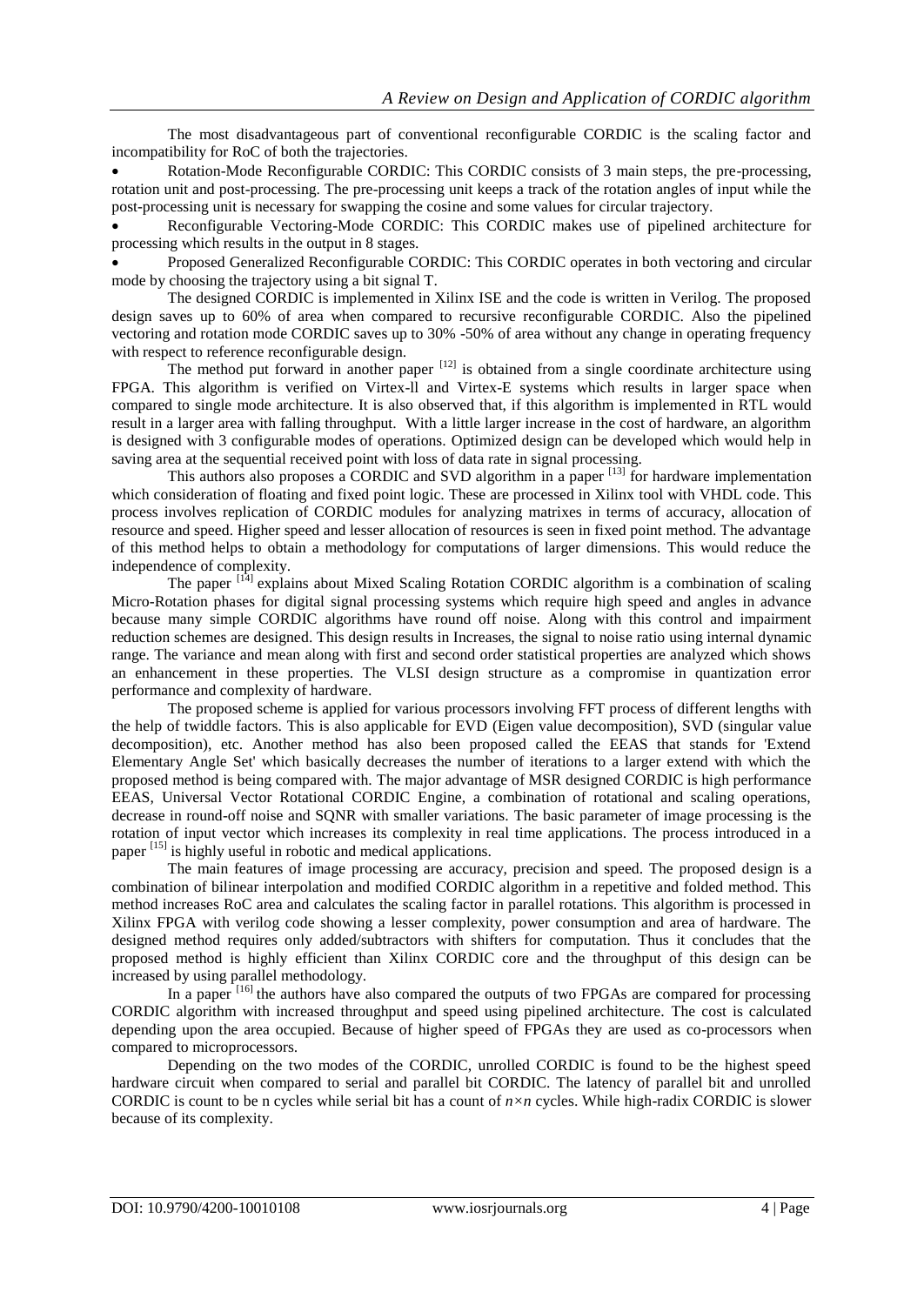The most disadvantageous part of conventional reconfigurable CORDIC is the scaling factor and incompatibility for RoC of both the trajectories.

- Rotation-Mode Reconfigurable CORDIC: This CORDIC consists of 3 main steps, the pre-processing, rotation unit and post-processing. The pre-processing unit keeps a track of the rotation angles of input while the post-processing unit is necessary for swapping the cosine and some values for circular trajectory.
- Reconfigurable Vectoring-Mode CORDIC: This CORDIC makes use of pipelined architecture for processing which results in the output in 8 stages.
- Proposed Generalized Reconfigurable CORDIC: This CORDIC operates in both vectoring and circular mode by choosing the trajectory using a bit signal T.

The designed CORDIC is implemented in Xilinx ISE and the code is written in Verilog. The proposed design saves up to 60% of area when compared to recursive reconfigurable CORDIC. Also the pipelined vectoring and rotation mode CORDIC saves up to 30% -50% of area without any change in operating frequency with respect to reference reconfigurable design.

The method put forward in another paper [12] is obtained from a single coordinate architecture using FPGA. This algorithm is verified on Virtex-ll and Virtex-E systems which results in larger space when compared to single mode architecture. It is also observed that, if this algorithm is implemented in RTL would result in a larger area with falling throughput. With a little larger increase in the cost of hardware, an algorithm is designed with 3 configurable modes of operations. Optimized design can be developed which would help in saving area at the sequential received point with loss of data rate in signal processing.

This authors also proposes a CORDIC and SVD algorithm in a paper [13] for hardware implementation which consideration of floating and fixed point logic. These are processed in Xilinx tool with VHDL code. This process involves replication of CORDIC modules for analyzing matrixes in terms of accuracy, allocation of resource and speed. Higher speed and lesser allocation of resources is seen in fixed point method. The advantage of this method helps to obtain a methodology for computations of larger dimensions. This would reduce the independence of complexity.

The paper [14] explains about Mixed Scaling Rotation CORDIC algorithm is a combination of scaling Micro-Rotation phases for digital signal processing systems which require high speed and angles in advance because many simple CORDIC algorithms have round off noise. Along with this control and impairment reduction schemes are designed. This design results in Increases, the signal to noise ratio using internal dynamic range. The variance and mean along with first and second order statistical properties are analyzed which shows an enhancement in these properties. The VLSI design structure as a compromise in quantization error performance and complexity of hardware.

The proposed scheme is applied for various processors involving FFT process of different lengths with the help of twiddle factors. This is also applicable for EVD (Eigen value decomposition), SVD (singular value decomposition), etc. Another method has also been proposed called the EEAS that stands for 'Extend Elementary Angle Set' which basically decreases the number of iterations to a larger extend with which the proposed method is being compared with. The major advantage of MSR designed CORDIC is high performance EEAS, Universal Vector Rotational CORDIC Engine, a combination of rotational and scaling operations, decrease in round-off noise and SQNR with smaller variations. The basic parameter of image processing is the rotation of input vector which increases its complexity in real time applications. The process introduced in a paper [15] is highly useful in robotic and medical applications.

The main features of image processing are accuracy, precision and speed. The proposed design is a combination of bilinear interpolation and modified CORDIC algorithm in a repetitive and folded method. This method increases RoC area and calculates the scaling factor in parallel rotations. This algorithm is processed in Xilinx FPGA with verilog code showing a lesser complexity, power consumption and area of hardware. The designed method requires only added/subtractors with shifters for computation. Thus it concludes that the proposed method is highly efficient than Xilinx CORDIC core and the throughput of this design can be increased by using parallel methodology.

In a paper [16] the authors have also compared the outputs of two FPGAs are compared for processing CORDIC algorithm with increased throughput and speed using pipelined architecture. The cost is calculated depending upon the area occupied. Because of higher speed of FPGAs they are used as co-processors when compared to microprocessors.

Depending on the two modes of the CORDIC, unrolled CORDIC is found to be the highest speed hardware circuit when compared to serial and parallel bit CORDIC. The latency of parallel bit and unrolled CORDIC is count to be n cycles while serial bit has a count of $n \times n$ cycles. While high-radix CORDIC is slower because of its complexity.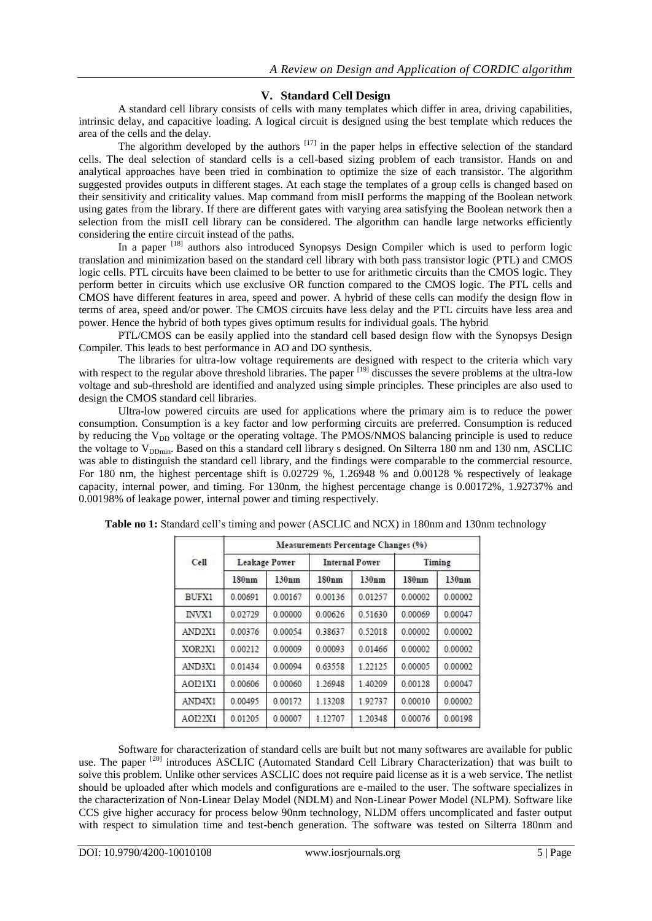## V. Standard Cell Design

A standard cell library consists of cells with many templates which differ in area, driving capabilities, intrinsic delay, and capacitive loading. A logical circuit is designed using the best template which reduces the area of the cells and the delay.

The algorithm developed by the authors [17] in the paper helps in effective selection of the standard cells. The deal selection of standard cells is a cell-based sizing problem of each transistor. Hands on and analytical approaches have been tried in combination to optimize the size of each transistor. The algorithm suggested provides outputs in different stages. At each stage the templates of a group cells is changed based on their sensitivity and criticality values. Map command from misII performs the mapping of the Boolean network using gates from the library. If there are different gates with varying area satisfying the Boolean network then a selection from the misII cell library can be considered. The algorithm can handle large networks efficiently considering the entire circuit instead of the paths.

In a paper [18] authors also introduced Synopsys Design Compiler which is used to perform logic translation and minimization based on the standard cell library with both pass transistor logic (PTL) and CMOS logic cells. PTL circuits have been claimed to be better to use for arithmetic circuits than the CMOS logic. They perform better in circuits which use exclusive OR function compared to the CMOS logic. The PTL cells and CMOS have different features in area, speed and power. A hybrid of these cells can modify the design flow in terms of area, speed and/or power. The CMOS circuits have less delay and the PTL circuits have less area and power. Hence the hybrid of both types gives optimum results for individual goals. The hybrid

PTL/CMOS can be easily applied into the standard cell based design flow with the Synopsys Design Compiler. This leads to best performance in AO and DO synthesis.

The libraries for ultra-low voltage requirements are designed with respect to the criteria which vary with respect to the regular above threshold libraries. The paper [19] discusses the severe problems at the ultra-low voltage and sub-threshold are identified and analyzed using simple principles. These principles are also used to design the CMOS standard cell libraries.

Ultra-low powered circuits are used for applications where the primary aim is to reduce the power consumption. Consumption is a key factor and low performing circuits are preferred. Consumption is reduced by reducing the $V_{DD}$ voltage or the operating voltage. The PMOS/NMOS balancing principle is used to reduce the voltage to $V_{DDmin}$. Based on this a standard cell library s designed. On Silterra 180 nm and 130 nm, ASCLIC was able to distinguish the standard cell library, and the findings were comparable to the commercial resource. For 180 nm, the highest percentage shift is 0.02729 %, 1.26948 % and 0.00128 % respectively of leakage capacity, internal power, and timing. For 130nm, the highest percentage change is 0.00172%, 1.92737% and 0.00198% of leakage power, internal power and timing respectively.

**Table no 1:** Standard cell's timing and power (ASCLIC and NCX) in 180nm and 130nm technology

| Cell | Measurements Percentage Changes (%) | | | | | |
|---|---|---|---|---|---|---|
| | Leakage Power | | Internal Power | | Timing | |
| | 180nm | 130nm | 180nm | 130nm | 180nm | 130nm |
| BUFX1 | 0.00691 | 0.00167 | 0.00136 | 0.01257 | 0.00002 | 0.00002 |
| INVX1 | 0.02729 | 0.00000 | 0.00626 | 0.51630 | 0.00069 | 0.00047 |
| AND2X1 | 0.00376 | 0.00054 | 0.38637 | 0.52018 | 0.00002 | 0.00002 |
| XOR2X1 | 0.00212 | 0.00009 | 0.00093 | 0.01466 | 0.00002 | 0.00002 |
| AND3X1 | 0.01434 | 0.00094 | 0.63558 | 1.22125 | 0.00005 | 0.00002 |
| AOI21X1 | 0.00606 | 0.00060 | 1.26948 | 1.40209 | 0.00128 | 0.00047 |
| AND4X1 | 0.00495 | 0.00172 | 1.13208 | 1.92737 | 0.00010 | 0.00002 |
| AOI22X1 | 0.01205 | 0.00007 | 1.12707 | 1.20348 | 0.00076 | 0.00198 |

Software for characterization of standard cells are built but not many softwares are available for public use. The paper [20] introduces ASCLIC (Automated Standard Cell Library Characterization) that was built to solve this problem. Unlike other services ASCLIC does not require paid license as it is a web service. The netlist should be uploaded after which models and configurations are e-mailed to the user. The software specializes in the characterization of Non-Linear Delay Model (NDLM) and Non-Linear Power Model (NLPM). Software like CCS give higher accuracy for process below 90nm technology, NLDM offers uncomplicated and faster output with respect to simulation time and test-bench generation. The software was tested on Silterra 180nm and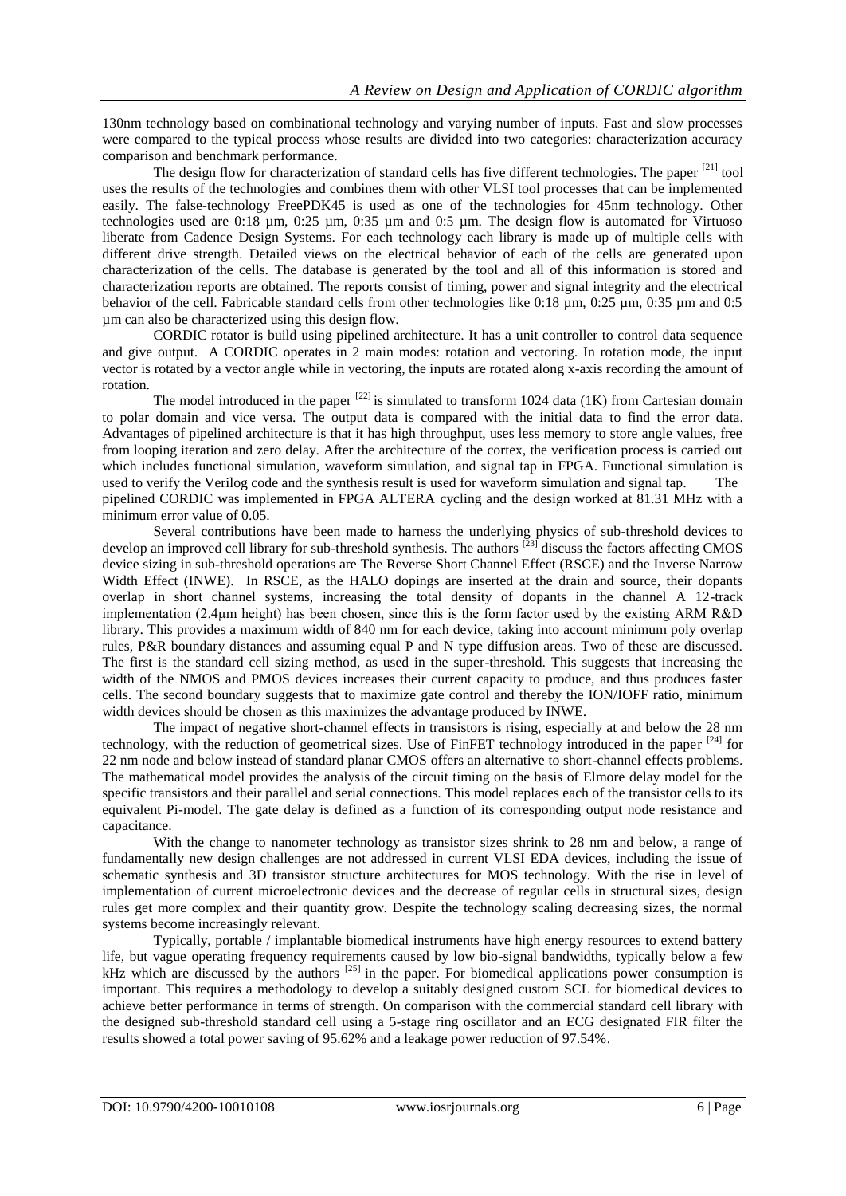130nm technology based on combinational technology and varying number of inputs. Fast and slow processes were compared to the typical process whose results are divided into two categories: characterization accuracy comparison and benchmark performance.

The design flow for characterization of standard cells has five different technologies. The paper [21] tool uses the results of the technologies and combines them with other VLSI tool processes that can be implemented easily. The false-technology FreePDK45 is used as one of the technologies for 45nm technology. Other technologies used are 0:18 µm, 0:25 µm, 0:35 µm and 0:5 µm. The design flow is automated for Virtuoso liberate from Cadence Design Systems. For each technology each library is made up of multiple cells with different drive strength. Detailed views on the electrical behavior of each of the cells are generated upon characterization of the cells. The database is generated by the tool and all of this information is stored and characterization reports are obtained. The reports consist of timing, power and signal integrity and the electrical behavior of the cell. Fabricable standard cells from other technologies like 0:18 µm, 0:25 µm, 0:35 µm and 0:5 µm can also be characterized using this design flow.

CORDIC rotator is build using pipelined architecture. It has a unit controller to control data sequence and give output. A CORDIC operates in 2 main modes: rotation and vectoring. In rotation mode, the input vector is rotated by a vector angle while in vectoring, the inputs are rotated along x-axis recording the amount of rotation.

The model introduced in the paper [22] is simulated to transform 1024 data (1K) from Cartesian domain to polar domain and vice versa. The output data is compared with the initial data to find the error data. Advantages of pipelined architecture is that it has high throughput, uses less memory to store angle values, free from looping iteration and zero delay. After the architecture of the cortex, the verification process is carried out which includes functional simulation, waveform simulation, and signal tap in FPGA. Functional simulation is used to verify the Verilog code and the synthesis result is used for waveform simulation and signal tap. The pipelined CORDIC was implemented in FPGA ALTERA cycling and the design worked at 81.31 MHz with a minimum error value of 0.05.

Several contributions have been made to harness the underlying physics of sub-threshold devices to develop an improved cell library for sub-threshold synthesis. The authors [23] discuss the factors affecting CMOS device sizing in sub-threshold operations are The Reverse Short Channel Effect (RSCE) and the Inverse Narrow Width Effect (INWE). In RSCE, as the HALO dopings are inserted at the drain and source, their dopants overlap in short channel systems, increasing the total density of dopants in the channel A 12-track implementation (2.4µm height) has been chosen, since this is the form factor used by the existing ARM R&D library. This provides a maximum width of 840 nm for each device, taking into account minimum poly overlap rules, P&R boundary distances and assuming equal P and N type diffusion areas. Two of these are discussed. The first is the standard cell sizing method, as used in the super-threshold. This suggests that increasing the width of the NMOS and PMOS devices increases their current capacity to produce, and thus produces faster cells. The second boundary suggests that to maximize gate control and thereby the ION/IOFF ratio, minimum width devices should be chosen as this maximizes the advantage produced by INWE.

The impact of negative short-channel effects in transistors is rising, especially at and below the 28 nm technology, with the reduction of geometrical sizes. Use of FinFET technology introduced in the paper [24] for 22 nm node and below instead of standard planar CMOS offers an alternative to short-channel effects problems. The mathematical model provides the analysis of the circuit timing on the basis of Elmore delay model for the specific transistors and their parallel and serial connections. This model replaces each of the transistor cells to its equivalent Pi-model. The gate delay is defined as a function of its corresponding output node resistance and capacitance.

With the change to nanometer technology as transistor sizes shrink to 28 nm and below, a range of fundamentally new design challenges are not addressed in current VLSI EDA devices, including the issue of schematic synthesis and 3D transistor structure architectures for MOS technology. With the rise in level of implementation of current microelectronic devices and the decrease of regular cells in structural sizes, design rules get more complex and their quantity grow. Despite the technology scaling decreasing sizes, the normal systems become increasingly relevant.

Typically, portable / implantable biomedical instruments have high energy resources to extend battery life, but vague operating frequency requirements caused by low bio-signal bandwidths, typically below a few kHz which are discussed by the authors [25] in the paper. For biomedical applications power consumption is important. This requires a methodology to develop a suitably designed custom SCL for biomedical devices to achieve better performance in terms of strength. On comparison with the commercial standard cell library with the designed sub-threshold standard cell using a 5-stage ring oscillator and an ECG designated FIR filter the results showed a total power saving of 95.62% and a leakage power reduction of 97.54%.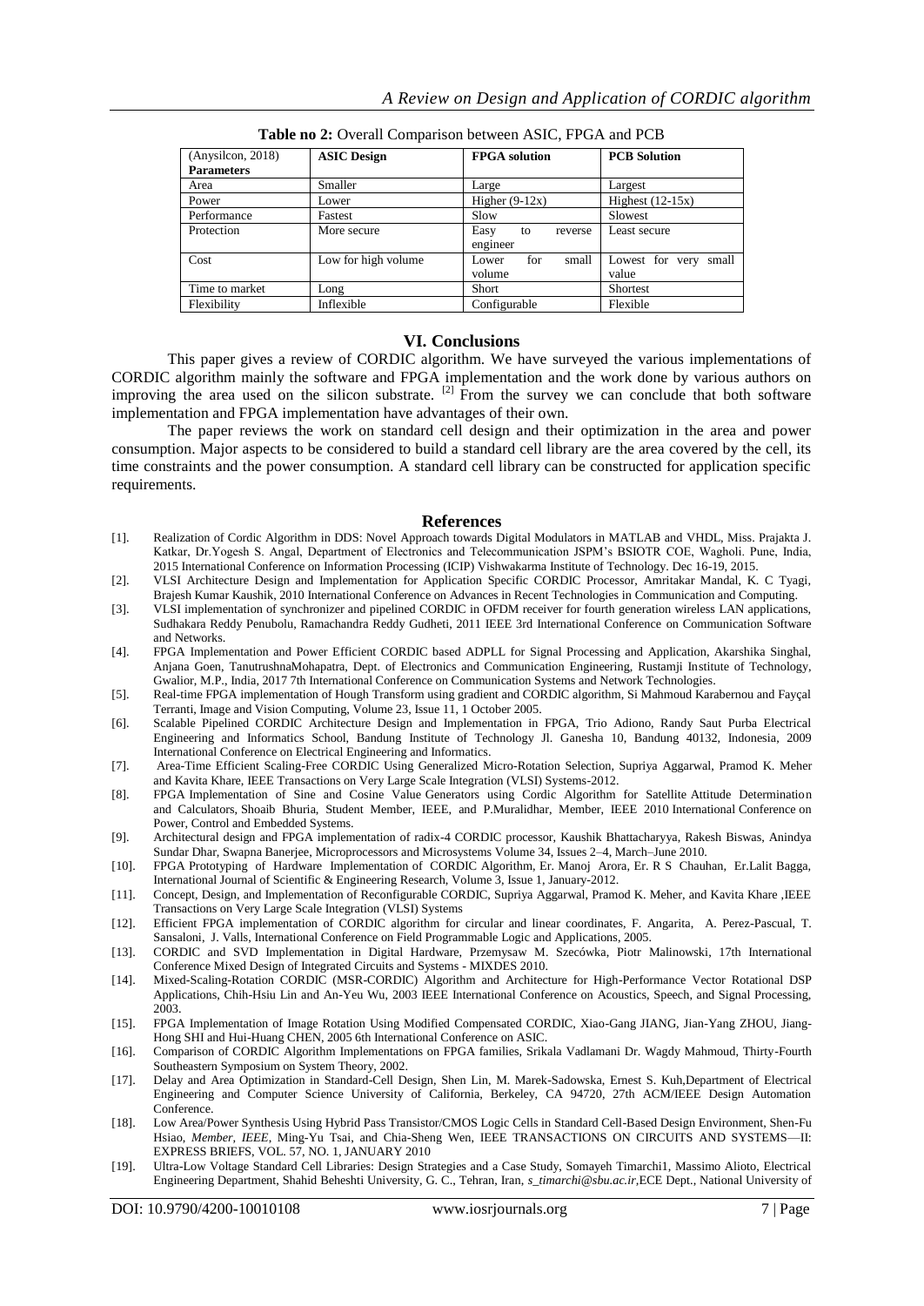**Table no 2:** Overall Comparison between ASIC, FPGA and PCB

| (Anysilcon, 2018) **Parameters** | **ASIC Design** | **FPGA solution** | **PCB Solution** |
|---|---|---|---|
| Area | Smaller | Large | Largest |
| Power | Lower | Higher (9-12x) | Highest (12-15x) |
| Performance | Fastest | Slow | Slowest |
| Protection | More secure | Easy to reverse engineer | Least secure |
| Cost | Low for high volume | Lower for small volume | Lowest for very small value |
| Time to market | Long | Short | Shortest |
| Flexibility | Inflexible | Configurable | Flexible |

## VI. Conclusions

This paper gives a review of CORDIC algorithm. We have surveyed the various implementations of CORDIC algorithm mainly the software and FPGA implementation and the work done by various authors on improving the area used on the silicon substrate. [2] From the survey we can conclude that both software implementation and FPGA implementation have advantages of their own.

The paper reviews the work on standard cell design and their optimization in the area and power consumption. Major aspects to be considered to build a standard cell library are the area covered by the cell, its time constraints and the power consumption. A standard cell library can be constructed for application specific requirements.

## References

[1]. Realization of Cordic Algorithm in DDS: Novel Approach towards Digital Modulators in MATLAB and VHDL, Miss. Prajakta J. Katkar, Dr.Yogesh S. Angal, Department of Electronics and Telecommunication JSPM's BSIOTR COE, Wagholi. Pune, India, 2015 International Conference on Information Processing (ICIP) Vishwakarma Institute of Technology. Dec 16-19, 2015.

[2]. VLSI Architecture Design and Implementation for Application Specific CORDIC Processor, Amritakar Mandal, K. C Tyagi, Brajesh Kumar Kaushik, 2010 International Conference on Advances in Recent Technologies in Communication and Computing.

[3]. VLSI implementation of synchronizer and pipelined CORDIC in OFDM receiver for fourth generation wireless LAN applications, Sudhakara Reddy Penubolu, Ramachandra Reddy Gudheti, 2011 IEEE 3rd International Conference on Communication Software and Networks.

[4]. FPGA Implementation and Power Efficient CORDIC based ADPLL for Signal Processing and Application, Akarshika Singhal, Anjana Goen, TanutrushnaMohapatra, Dept. of Electronics and Communication Engineering, Rustamji Institute of Technology, Gwalior, M.P., India, 2017 7th International Conference on Communication Systems and Network Technologies.

[5]. Real-time FPGA implementation of Hough Transform using gradient and CORDIC algorithm, Si Mahmoud Karabernou and Fayçal Terranti, Image and Vision Computing, Volume 23, Issue 11, 1 October 2005.

[6]. Scalable Pipelined CORDIC Architecture Design and Implementation in FPGA, Trio Adiono, Randy Saut Purba Electrical Engineering and Informatics School, Bandung Institute of Technology Jl. Ganesha 10, Bandung 40132, Indonesia, 2009 International Conference on Electrical Engineering and Informatics.

[7]. Area-Time Efficient Scaling-Free CORDIC Using Generalized Micro-Rotation Selection, Supriya Aggarwal, Pramod K. Meher and Kavita Khare, IEEE Transactions on Very Large Scale Integration (VLSI) Systems-2012.

[8]. FPGA Implementation of Sine and Cosine Value Generators using Cordic Algorithm for Satellite Attitude Determination and Calculators, Shoaib Bhuria, Student Member, IEEE, and P.Muralidhar, Member, IEEE 2010 International Conference on Power, Control and Embedded Systems.

[9]. Architectural design and FPGA implementation of radix-4 CORDIC processor, Kaushik Bhattacharyya, Rakesh Biswas, Anindya Sundar Dhar, Swapna Banerjee, Microprocessors and Microsystems Volume 34, Issues 2–4, March–June 2010.

[10]. FPGA Prototyping of Hardware Implementation of CORDIC Algorithm, Er. Manoj Arora, Er. R S Chauhan, Er.Lalit Bagga, International Journal of Scientific & Engineering Research, Volume 3, Issue 1, January-2012.

[11]. Concept, Design, and Implementation of Reconfigurable CORDIC, Supriya Aggarwal, Pramod K. Meher, and Kavita Khare ,IEEE Transactions on Very Large Scale Integration (VLSI) Systems

[12]. Efficient FPGA implementation of CORDIC algorithm for circular and linear coordinates, F. Angarita, A. Perez-Pascual, T. Sansaloni, J. Valls, International Conference on Field Programmable Logic and Applications, 2005.

[13]. CORDIC and SVD Implementation in Digital Hardware, Przemysaw M. Szecówka, Piotr Malinowski, 17th International Conference Mixed Design of Integrated Circuits and Systems - MIXDES 2010.

[14]. Mixed-Scaling-Rotation CORDIC (MSR-CORDIC) Algorithm and Architecture for High-Performance Vector Rotational DSP Applications, Chih-Hsiu Lin and An-Yeu Wu, 2003 IEEE International Conference on Acoustics, Speech, and Signal Processing, 2003.

[15]. FPGA Implementation of Image Rotation Using Modified Compensated CORDIC, Xiao-Gang JIANG, Jian-Yang ZHOU, Jiang-Hong SHI and Hui-Huang CHEN, 2005 6th International Conference on ASIC.

[16]. Comparison of CORDIC Algorithm Implementations on FPGA families, Srikala Vadlamani Dr. Wagdy Mahmoud, Thirty-Fourth Southeastern Symposium on System Theory, 2002.

[17]. Delay and Area Optimization in Standard-Cell Design, Shen Lin, M. Marek-Sadowska, Ernest S. Kuh,Department of Electrical Engineering and Computer Science University of California, Berkeley, CA 94720, 27th ACM/IEEE Design Automation Conference.

[18]. Low Area/Power Synthesis Using Hybrid Pass Transistor/CMOS Logic Cells in Standard Cell-Based Design Environment, Shen-Fu Hsiao, *Member, IEEE*, Ming-Yu Tsai, and Chia-Sheng Wen, IEEE TRANSACTIONS ON CIRCUITS AND SYSTEMS—II: EXPRESS BRIEFS, VOL. 57, NO. 1, JANUARY 2010

[19]. Ultra-Low Voltage Standard Cell Libraries: Design Strategies and a Case Study, Somayeh Timarchi1, Massimo Alioto, Electrical Engineering Department, Shahid Beheshti University, G. C., Tehran, Iran, *s_timarchi@sbu.ac.ir*,ECE Dept., National University of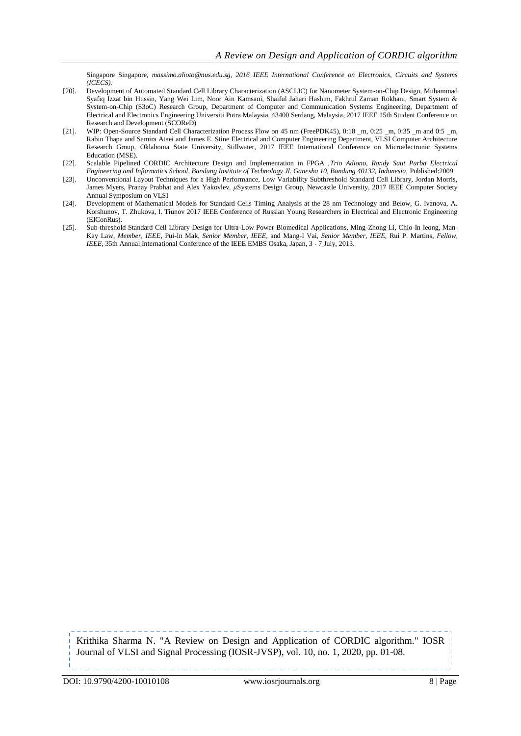Singapore Singapore, *massimo.alioto@nus.edu.sg, 2016 IEEE International Conference on Electronics, Circuits and Systems (ICECS).*

[20]. Development of Automated Standard Cell Library Characterization (ASCLIC) for Nanometer System-on-Chip Design, Muhammad Syafiq Izzat bin Hussin, Yang Wei Lim, Noor Ain Kamsani, Shaiful Jahari Hashim, Fakhrul Zaman Rokhani, Smart System & System-on-Chip (S3oC) Research Group, Department of Computer and Communication Systems Engineering, Department of Electrical and Electronics Engineering Universiti Putra Malaysia, 43400 Serdang, Malaysia, 2017 IEEE 15th Student Conference on Research and Development (SCOReD)

[21]. WIP: Open-Source Standard Cell Characterization Process Flow on 45 nm (FreePDK45), 0:18 _m, 0:25 _m, 0:35 _m and 0:5 _m, Rabin Thapa and Samira Ataei and James E. Stine Electrical and Computer Engineering Department, VLSI Computer Architecture Research Group, Oklahoma State University, Stillwater, 2017 IEEE International Conference on Microelectronic Systems Education (MSE).

[22]. Scalable Pipelined CORDIC Architecture Design and Implementation in FPGA ,*Trio Adiono, Randy Saut Purba Electrical Engineering and Informatics School, Bandung Institute of Technology Jl. Ganesha 10, Bandung 40132, Indonesia,* Published:2009

[23]. Unconventional Layout Techniques for a High Performance, Low Variability Subthreshold Standard Cell Library, Jordan Morris, James Myers, Pranay Prabhat and Alex Yakovlev, *μ*Systems Design Group, Newcastle University, 2017 IEEE Computer Society Annual Symposium on VLSI

[24]. Development of Mathematical Models for Standard Cells Timing Analysis at the 28 nm Technology and Below, G. Ivanova, A. Korshunov, T. Zhukova, I. Tiunov 2017 IEEE Conference of Russian Young Researchers in Electrical and Electronic Engineering (EIConRus).

[25]. Sub-threshold Standard Cell Library Design for Ultra-Low Power Biomedical Applications, Ming-Zhong Li, Chio-In Ieong, Man-Kay Law, *Member, IEEE*, Pui-In Mak, *Senior Member, IEEE*, and Mang-I Vai, *Senior Member, IEEE*, Rui P. Martins, *Fellow, IEEE*, 35th Annual International Conference of the IEEE EMBS Osaka, Japan, 3 - 7 July, 2013.

Krithika Sharma N. "A Review on Design and Application of CORDIC algorithm." IOSR Journal of VLSI and Signal Processing (IOSR-JVSP), vol. 10, no. 1, 2020, pp. 01-08.